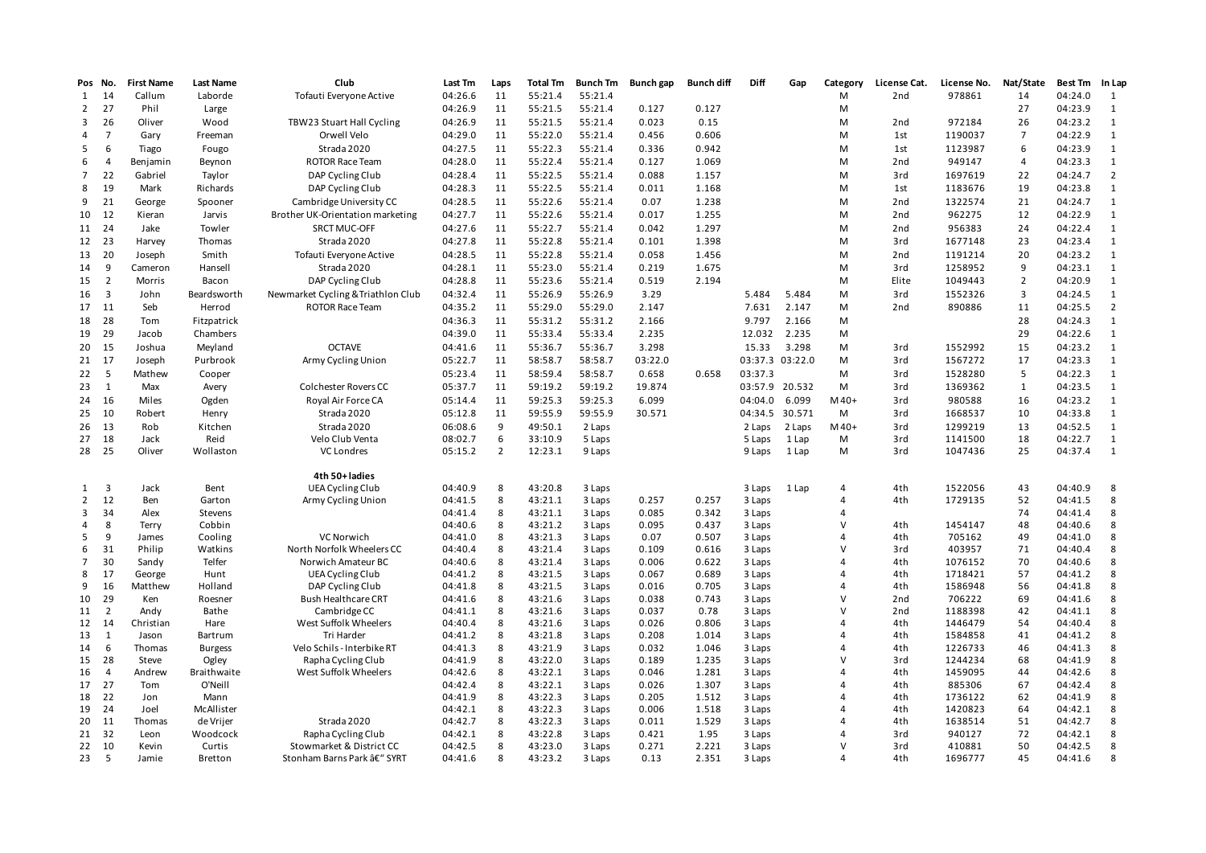| Pos | No. | First Name | Last Name | Club | Last Tm | Laps | Total Tm | Bunch Tm | Bunch gap | Bunch diff | Diff | Gap | Category | License Cat. | License No. | Nat/State | Best Tm | In Lap |
|---|---|---|---|---|---|---|---|---|---|---|---|---|---|---|---|---|---|---|
| 1 | 14 | Callum | Laborde | Tofauti Everyone Active | 04:26.6 | 11 | 55:21.4 | 55:21.4 | | | | | M | 2nd | 978861 | 14 | 04:24.0 | 1 |
| 2 | 27 | Phil | Large | | 04:26.9 | 11 | 55:21.5 | 55:21.4 | 0.127 | 0.127 | | | M | | | 27 | 04:23.9 | 1 |
| 3 | 26 | Oliver | Wood | TBW23 Stuart Hall Cycling | 04:26.9 | 11 | 55:21.5 | 55:21.4 | 0.023 | 0.15 | | | M | 2nd | 972184 | 26 | 04:23.2 | 1 |
| 4 | 7 | Gary | Freeman | Orwell Velo | 04:29.0 | 11 | 55:22.0 | 55:21.4 | 0.456 | 0.606 | | | M | 1st | 1190037 | 7 | 04:22.9 | 1 |
| 5 | 6 | Tiago | Fougo | Strada 2020 | 04:27.5 | 11 | 55:22.3 | 55:21.4 | 0.336 | 0.942 | | | M | 1st | 1123987 | 6 | 04:23.9 | 1 |
| 6 | 4 | Benjamin | Beynon | ROTOR Race Team | 04:28.0 | 11 | 55:22.4 | 55:21.4 | 0.127 | 1.069 | | | M | 2nd | 949147 | 4 | 04:23.3 | 1 |
| 7 | 22 | Gabriel | Taylor | DAP Cycling Club | 04:28.4 | 11 | 55:22.5 | 55:21.4 | 0.088 | 1.157 | | | M | 3rd | 1697619 | 22 | 04:24.7 | 2 |
| 8 | 19 | Mark | Richards | DAP Cycling Club | 04:28.3 | 11 | 55:22.5 | 55:21.4 | 0.011 | 1.168 | | | M | 1st | 1183676 | 19 | 04:23.8 | 1 |
| 9 | 21 | George | Spooner | Cambridge University CC | 04:28.5 | 11 | 55:22.6 | 55:21.4 | 0.07 | 1.238 | | | M | 2nd | 1322574 | 21 | 04:24.7 | 1 |
| 10 | 12 | Kieran | Jarvis | Brother UK-Orientation marketing | 04:27.7 | 11 | 55:22.6 | 55:21.4 | 0.017 | 1.255 | | | M | 2nd | 962275 | 12 | 04:22.9 | 1 |
| 11 | 24 | Jake | Towler | SRCT MUC-OFF | 04:27.6 | 11 | 55:22.7 | 55:21.4 | 0.042 | 1.297 | | | M | 2nd | 956383 | 24 | 04:22.4 | 1 |
| 12 | 23 | Harvey | Thomas | Strada 2020 | 04:27.8 | 11 | 55:22.8 | 55:21.4 | 0.101 | 1.398 | | | M | 3rd | 1677148 | 23 | 04:23.4 | 1 |
| 13 | 20 | Joseph | Smith | Tofauti Everyone Active | 04:28.5 | 11 | 55:22.8 | 55:21.4 | 0.058 | 1.456 | | | M | 2nd | 1191214 | 20 | 04:23.2 | 1 |
| 14 | 9 | Cameron | Hansell | Strada 2020 | 04:28.1 | 11 | 55:23.0 | 55:21.4 | 0.219 | 1.675 | | | M | 3rd | 1258952 | 9 | 04:23.1 | 1 |
| 15 | 2 | Morris | Bacon | DAP Cycling Club | 04:28.8 | 11 | 55:23.6 | 55:21.4 | 0.519 | 2.194 | | | M | Elite | 1049443 | 2 | 04:20.9 | 1 |
| 16 | 3 | John | Beardsworth | Newmarket Cycling & Triathlon Club | 04:32.4 | 11 | 55:26.9 | 55:26.9 | 3.29 | | 5.484 | 5.484 | M | 3rd | 1552326 | 3 | 04:24.5 | 1 |
| 17 | 11 | Seb | Herrod | ROTOR Race Team | 04:35.2 | 11 | 55:29.0 | 55:29.0 | 2.147 | | 7.631 | 2.147 | M | 2nd | 890886 | 11 | 04:25.5 | 2 |
| 18 | 28 | Tom | Fitzpatrick | | 04:36.3 | 11 | 55:31.2 | 55:31.2 | 2.166 | | 9.797 | 2.166 | M | | | 28 | 04:24.3 | 1 |
| 19 | 29 | Jacob | Chambers | | 04:39.0 | 11 | 55:33.4 | 55:33.4 | 2.235 | | 12.032 | 2.235 | M | | | 29 | 04:22.6 | 1 |
| 20 | 15 | Joshua | Meyland | OCTAVE | 04:41.6 | 11 | 55:36.7 | 55:36.7 | 3.298 | | 15.33 | 3.298 | M | 3rd | 1552992 | 15 | 04:23.2 | 1 |
| 21 | 17 | Joseph | Purbrook | Army Cycling Union | 05:22.7 | 11 | 58:58.7 | 58:58.7 | 03:22.0 | | 03:37.3 | 03:22.0 | M | 3rd | 1567272 | 17 | 04:23.3 | 1 |
| 22 | 5 | Mathew | Cooper | | 05:23.4 | 11 | 58:59.4 | 58:58.7 | 0.658 | 0.658 | 03:37.3 | | M | 3rd | 1528280 | 5 | 04:22.3 | 1 |
| 23 | 1 | Max | Avery | Colchester Rovers CC | 05:37.7 | 11 | 59:19.2 | 59:19.2 | 19.874 | | 03:57.9 | 20.532 | M | 3rd | 1369362 | 1 | 04:23.5 | 1 |
| 24 | 16 | Miles | Ogden | Royal Air Force CA | 05:14.4 | 11 | 59:25.3 | 59:25.3 | 6.099 | | 04:04.0 | 6.099 | M 40+ | 3rd | 980588 | 16 | 04:23.2 | 1 |
| 25 | 10 | Robert | Henry | Strada 2020 | 05:12.8 | 11 | 59:55.9 | 59:55.9 | 30.571 | | 04:34.5 | 30.571 | M | 3rd | 1668537 | 10 | 04:33.8 | 1 |
| 26 | 13 | Rob | Kitchen | Strada 2020 | 06:08.6 | 9 | 49:50.1 | 2 Laps | | | 2 Laps | 2 Laps | M 40+ | 3rd | 1299219 | 13 | 04:52.5 | 1 |
| 27 | 18 | Jack | Reid | Velo Club Venta | 08:02.7 | 6 | 33:10.9 | 5 Laps | | | 5 Laps | 1 Lap | M | 3rd | 1141500 | 18 | 04:22.7 | 1 |
| 28 | 25 | Oliver | Wollaston | VC Londres | 05:15.2 | 2 | 12:23.1 | 9 Laps | | | 9 Laps | 1 Lap | M | 3rd | 1047436 | 25 | 04:37.4 | 1 |

**4th 50+ ladies**

| Pos | No. | First Name | Last Name | Club | Last Tm | Laps | Total Tm | Bunch Tm | Bunch gap | Bunch diff | Diff | Gap | Category | License Cat. | License No. | Nat/State | Best Tm | In Lap |
|---|---|---|---|---|---|---|---|---|---|---|---|---|---|---|---|---|---|---|
| 1 | 3 | Jack | Bent | UEA Cycling Club | 04:40.9 | 8 | 43:20.8 | 3 Laps | | | 3 Laps | 1 Lap | 4 | 4th | 1522056 | 43 | 04:40.9 | 8 |
| 2 | 12 | Ben | Garton | Army Cycling Union | 04:41.5 | 8 | 43:21.1 | 3 Laps | 0.257 | 0.257 | 3 Laps | | 4 | 4th | 1729135 | 52 | 04:41.5 | 8 |
| 3 | 34 | Alex | Stevens | | 04:41.4 | 8 | 43:21.1 | 3 Laps | 0.085 | 0.342 | 3 Laps | | 4 | | | 74 | 04:41.4 | 8 |
| 4 | 8 | Terry | Cobbin | | 04:40.6 | 8 | 43:21.2 | 3 Laps | 0.095 | 0.437 | 3 Laps | | V | 4th | 1454147 | 48 | 04:40.6 | 8 |
| 5 | 9 | James | Cooling | VC Norwich | 04:41.0 | 8 | 43:21.3 | 3 Laps | 0.07 | 0.507 | 3 Laps | | 4 | 4th | 705162 | 49 | 04:41.0 | 8 |
| 6 | 31 | Philip | Watkins | North Norfolk Wheelers CC | 04:40.4 | 8 | 43:21.4 | 3 Laps | 0.109 | 0.616 | 3 Laps | | V | 3rd | 403957 | 71 | 04:40.4 | 8 |
| 7 | 30 | Sandy | Telfer | Norwich Amateur BC | 04:40.6 | 8 | 43:21.4 | 3 Laps | 0.006 | 0.622 | 3 Laps | | 4 | 4th | 1076152 | 70 | 04:40.6 | 8 |
| 8 | 17 | George | Hunt | UEA Cycling Club | 04:41.2 | 8 | 43:21.5 | 3 Laps | 0.067 | 0.689 | 3 Laps | | 4 | 4th | 1718421 | 57 | 04:41.2 | 8 |
| 9 | 16 | Matthew | Holland | DAP Cycling Club | 04:41.8 | 8 | 43:21.5 | 3 Laps | 0.016 | 0.705 | 3 Laps | | 4 | 4th | 1586948 | 56 | 04:41.8 | 8 |
| 10 | 29 | Ken | Roesner | Bush Healthcare CRT | 04:41.6 | 8 | 43:21.6 | 3 Laps | 0.038 | 0.743 | 3 Laps | | V | 2nd | 706222 | 69 | 04:41.6 | 8 |
| 11 | 2 | Andy | Bathe | Cambridge CC | 04:41.1 | 8 | 43:21.6 | 3 Laps | 0.037 | 0.78 | 3 Laps | | V | 2nd | 1188398 | 42 | 04:41.1 | 8 |
| 12 | 14 | Christian | Hare | West Suffolk Wheelers | 04:40.4 | 8 | 43:21.6 | 3 Laps | 0.026 | 0.806 | 3 Laps | | 4 | 4th | 1446479 | 54 | 04:40.4 | 8 |
| 13 | 1 | Jason | Bartrum | Tri Harder | 04:41.2 | 8 | 43:21.8 | 3 Laps | 0.208 | 1.014 | 3 Laps | | 4 | 4th | 1584858 | 41 | 04:41.2 | 8 |
| 14 | 6 | Thomas | Burgess | Velo Schils - Interbike RT | 04:41.3 | 8 | 43:21.9 | 3 Laps | 0.032 | 1.046 | 3 Laps | | 4 | 4th | 1226733 | 46 | 04:41.3 | 8 |
| 15 | 28 | Steve | Ogley | Rapha Cycling Club | 04:41.9 | 8 | 43:22.0 | 3 Laps | 0.189 | 1.235 | 3 Laps | | V | 3rd | 1244234 | 68 | 04:41.9 | 8 |
| 16 | 4 | Andrew | Braithwaite | West Suffolk Wheelers | 04:42.6 | 8 | 43:22.1 | 3 Laps | 0.046 | 1.281 | 3 Laps | | 4 | 4th | 1459095 | 44 | 04:42.6 | 8 |
| 17 | 27 | Tom | O'Neill | | 04:42.4 | 8 | 43:22.1 | 3 Laps | 0.026 | 1.307 | 3 Laps | | 4 | 4th | 885306 | 67 | 04:42.4 | 8 |
| 18 | 22 | Jon | Mann | | 04:41.9 | 8 | 43:22.3 | 3 Laps | 0.205 | 1.512 | 3 Laps | | 4 | 4th | 1736122 | 62 | 04:41.9 | 8 |
| 19 | 24 | Joel | McAllister | | 04:42.1 | 8 | 43:22.3 | 3 Laps | 0.006 | 1.518 | 3 Laps | | 4 | 4th | 1420823 | 64 | 04:42.1 | 8 |
| 20 | 11 | Thomas | de Vrijer | Strada 2020 | 04:42.7 | 8 | 43:22.3 | 3 Laps | 0.011 | 1.529 | 3 Laps | | 4 | 4th | 1638514 | 51 | 04:42.7 | 8 |
| 21 | 32 | Leon | Woodcock | Rapha Cycling Club | 04:42.1 | 8 | 43:22.8 | 3 Laps | 0.421 | 1.95 | 3 Laps | | 4 | 3rd | 940127 | 72 | 04:42.1 | 8 |
| 22 | 10 | Kevin | Curtis | Stowmarket & District CC | 04:42.5 | 8 | 43:23.0 | 3 Laps | 0.271 | 2.221 | 3 Laps | | V | 3rd | 410881 | 50 | 04:42.5 | 8 |
| 23 | 5 | Jamie | Bretton | Stonham Barns Park â€" SYRT | 04:41.6 | 8 | 43:23.2 | 3 Laps | 0.13 | 2.351 | 3 Laps | | 4 | 4th | 1696777 | 45 | 04:41.6 | 8 |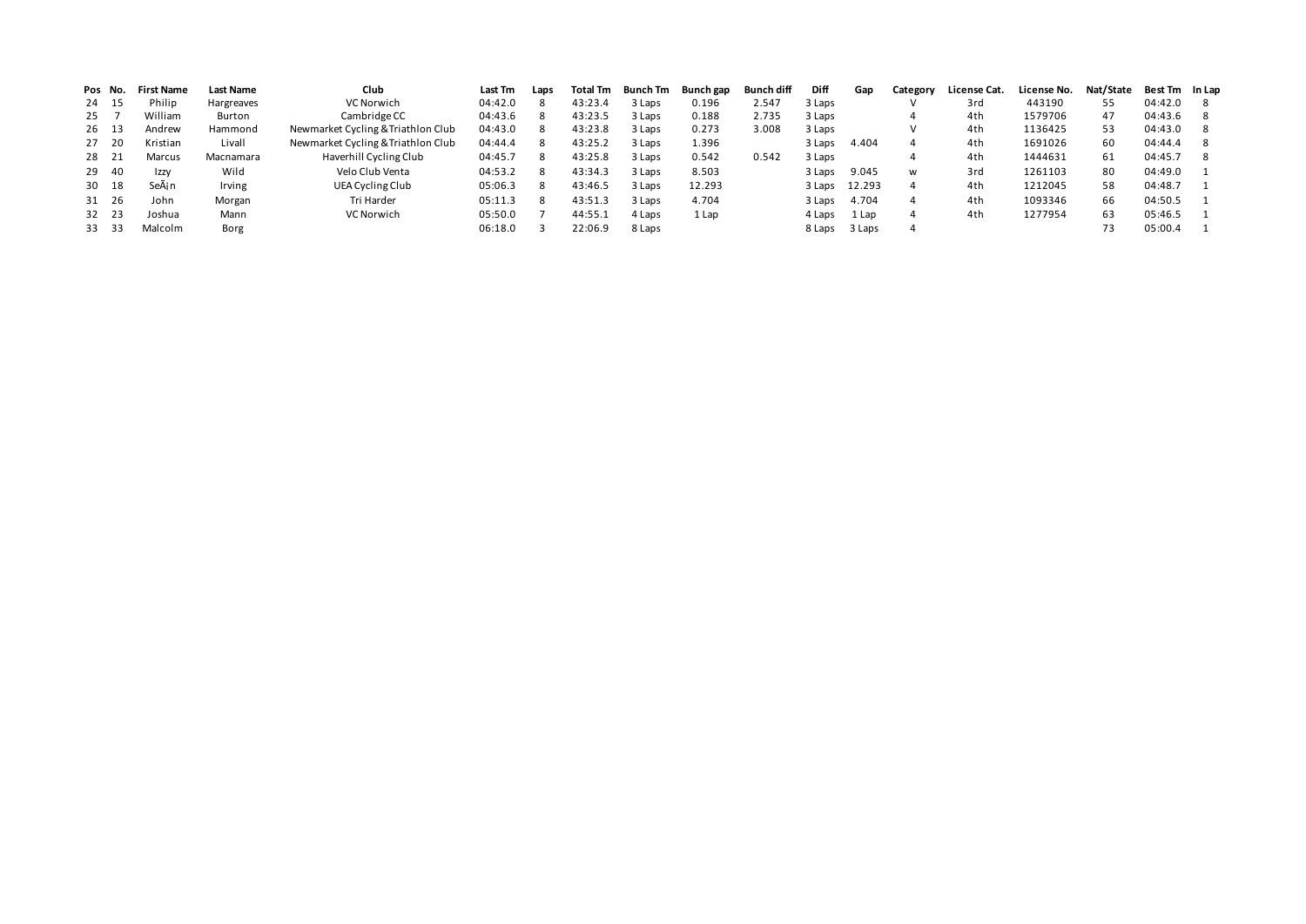| Pos | No. | First Name | Last Name | Club | Last Tm | Laps | Total Tm | Bunch Tm | Bunch gap | Bunch diff | Diff | Gap | Category | License Cat. | License No. | Nat/State | Best Tm | In Lap |
|---|---|---|---|---|---|---|---|---|---|---|---|---|---|---|---|---|---|---|
| 24 | 15 | Philip | Hargreaves | VC Norwich | 04:42.0 | 8 | 43:23.4 | 3 Laps | 0.196 | 2.547 | 3 Laps | | V | 3rd | 443190 | 55 | 04:42.0 | 8 |
| 25 | 7 | William | Burton | Cambridge CC | 04:43.6 | 8 | 43:23.5 | 3 Laps | 0.188 | 2.735 | 3 Laps | | 4 | 4th | 1579706 | 47 | 04:43.6 | 8 |
| 26 | 13 | Andrew | Hammond | Newmarket Cycling & Triathlon Club | 04:43.0 | 8 | 43:23.8 | 3 Laps | 0.273 | 3.008 | 3 Laps | | V | 4th | 1136425 | 53 | 04:43.0 | 8 |
| 27 | 20 | Kristian | Livall | Newmarket Cycling & Triathlon Club | 04:44.4 | 8 | 43:25.2 | 3 Laps | 1.396 | | 3 Laps | 4.404 | 4 | 4th | 1691026 | 60 | 04:44.4 | 8 |
| 28 | 21 | Marcus | Macnamara | Haverhill Cycling Club | 04:45.7 | 8 | 43:25.8 | 3 Laps | 0.542 | 0.542 | 3 Laps | | 4 | 4th | 1444631 | 61 | 04:45.7 | 8 |
| 29 | 40 | Izzy | Wild | Velo Club Venta | 04:53.2 | 8 | 43:34.3 | 3 Laps | 8.503 | | 3 Laps | 9.045 | w | 3rd | 1261103 | 80 | 04:49.0 | 1 |
| 30 | 18 | SeÃ¡n | Irving | UEA Cycling Club | 05:06.3 | 8 | 43:46.5 | 3 Laps | 12.293 | | 3 Laps | 12.293 | 4 | 4th | 1212045 | 58 | 04:48.7 | 1 |
| 31 | 26 | John | Morgan | Tri Harder | 05:11.3 | 8 | 43:51.3 | 3 Laps | 4.704 | | 3 Laps | 4.704 | 4 | 4th | 1093346 | 66 | 04:50.5 | 1 |
| 32 | 23 | Joshua | Mann | VC Norwich | 05:50.0 | 7 | 44:55.1 | 4 Laps | 1 Lap | | 4 Laps | 1 Lap | 4 | 4th | 1277954 | 63 | 05:46.5 | 1 |
| 33 | 33 | Malcolm | Borg | | 06:18.0 | 3 | 22:06.9 | 8 Laps | | | 8 Laps | 3 Laps | 4 | | | 73 | 05:00.4 | 1 |